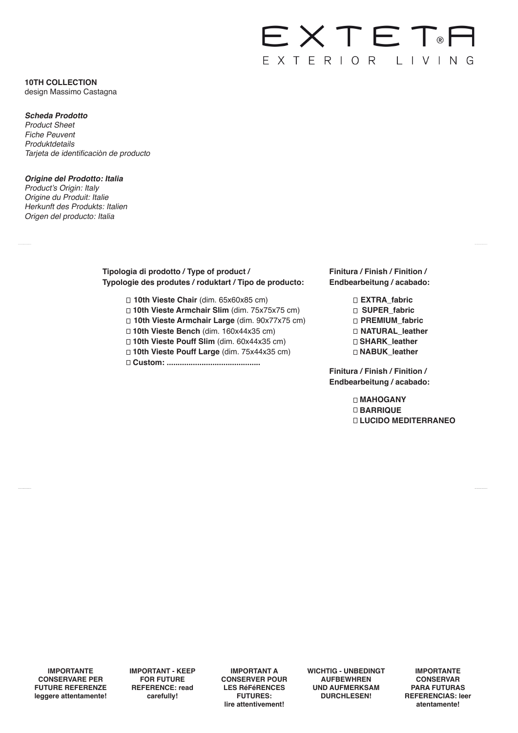# EXTETA

EXTERIOR LIVING

**10TH COLLECTION**
design Massimo Castagna

***Scheda Prodotto***
*Product Sheet*
*Fiche Peuvent*
*Produktdetails*
*Tarjeta de identificaciòn de producto*

***Origine del Prodotto: Italia***
*Product's Origin: Italy*
*Origine du Produit: Italie*
*Herkunft des Produkts: Italien*
*Origen del producto: Italia*

**Tipologia di prodotto / Type of product / Typologie des produtes / roduktart / Tipo de producto:**

- ☐ **10th Vieste Chair** (dim. 65x60x85 cm)
- ☐ **10th Vieste Armchair Slim** (dim. 75x75x75 cm)
- ☐ **10th Vieste Armchair Large** (dim. 90x77x75 cm)
- ☐ **10th Vieste Bench** (dim. 160x44x35 cm)
- ☐ **10th Vieste Pouff Slim** (dim. 60x44x35 cm)
- ☐ **10th Vieste Pouff Large** (dim. 75x44x35 cm)
- ☐ **Custom: ..........................................**

**Finitura / Finish / Finition / Endbearbeitung / acabado:**

- ☐ **EXTRA_fabric**
- ☐ **SUPER_fabric**
- ☐ **PREMIUM_fabric**
- ☐ **NATURAL_leather**
- ☐ **SHARK_leather**
- ☐ **NABUK_leather**

**Finitura / Finish / Finition / Endbearbeitung / acabado:**

- ☐ **MAHOGANY**
- ☐ **BARRIQUE**
- ☐ **LUCIDO MEDITERRANEO**

**IMPORTANTE CONSERVARE PER FUTURE REFERENZE leggere attentamente!**

**IMPORTANT - KEEP FOR FUTURE REFERENCE: read carefully!**

**IMPORTANT A CONSERVER POUR LES RéFéRENCES FUTURES: lire attentivement!**

**WICHTIG - UNBEDINGT AUFBEWHREN UND AUFMERKSAM DURCHLESEN!**

**IMPORTANTE CONSERVAR PARA FUTURAS REFERENCIAS: leer atentamente!**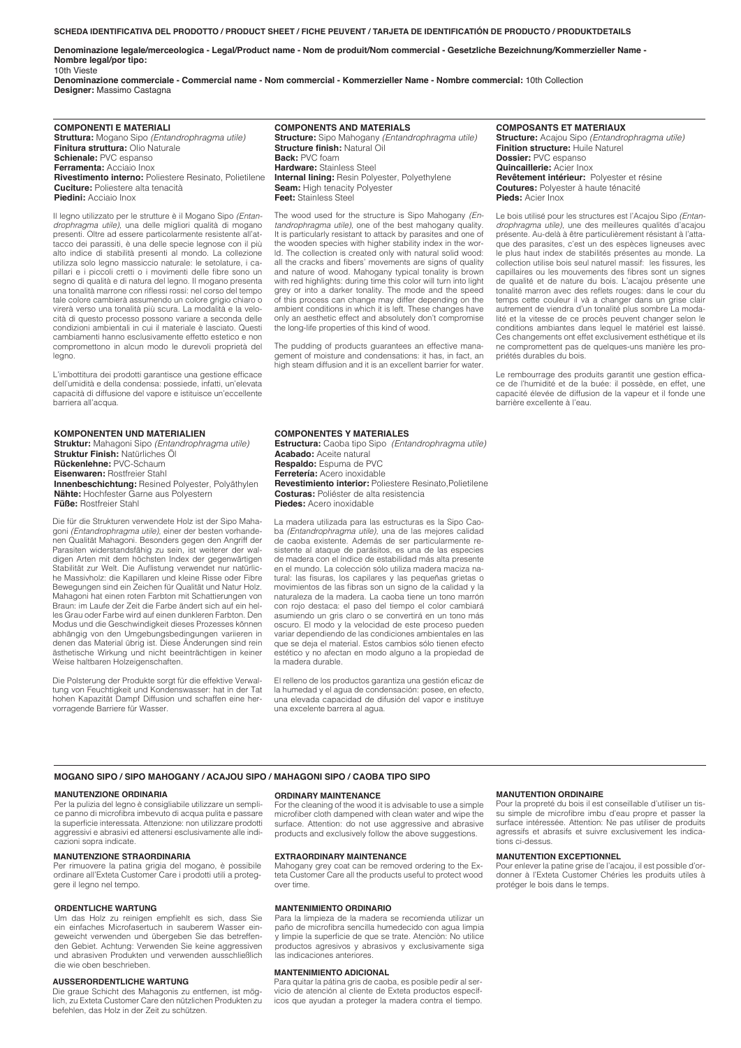**SCHEDA IDENTIFICATIVA DEL PRODOTTO / PRODUCT SHEET / FICHE PEUVENT / TARJETA DE IDENTIFICATIÓN DE PRODUCTO / PRODUKTDETAILS**

**Denominazione legale/merceologica - Legal/Product name - Nom de produit/Nom commercial - Gesetzliche Bezeichnung/Kommerzieller Name - Nombre legal/por tipo:**
10th Vieste

**Denominazione commerciale - Commercial name - Nom commercial - Kommerzieller Name - Nombre commercial:** 10th Collection

**Designer:** Massimo Castagna

### COMPONENTI E MATERIALI

**Struttura:** Mogano Sipo *(Entandrophragma utile)*
**Finitura struttura:** Olio Naturale
**Schienale:** PVC espanso
**Ferramenta:** Acciaio Inox
**Rivestimento interno:** Poliestere Resinato, Polietilene
**Cuciture:** Poliestere alta tenacità
**Piedini:** Acciaio Inox

Il legno utilizzato per le strutture è il Mogano Sipo *(Entandrophragma utile)*, una delle migliori qualità di mogano presenti. Oltre ad essere particolarmente resistente all'attacco dei parassiti, è una delle specie legnose con il più alto indice di stabilità presenti al mondo. La collezione utilizza solo legno massiccio naturale: le setolature, i capillari e i piccoli cretti o i movimenti delle fibre sono un segno di qualità e di natura del legno. Il mogano presenta una tonalità marrone con riflessi rossi: nel corso del tempo tale colore cambierà assumendo un colore grigio chiaro o virerà verso una tonalità più scura. La modalità e la velocità di questo processo possono variare a seconda delle condizioni ambientali in cui il materiale è lasciato. Questi cambiamenti hanno esclusivamente effetto estetico e non compromettono in alcun modo le durevoli proprietà del legno.

L'imbottitura dei prodotti garantisce una gestione efficace dell'umidità e della condensa: possiede, infatti, un'elevata capacità di diffusione del vapore e istituisce un'eccellente barriera all'acqua.

### COMPONENTS AND MATERIALS

**Structure:** Sipo Mahogany *(Entandrophragma utile)*
**Structure finish:** Natural Oil
**Back:** PVC foam
**Hardware:** Stainless Steel
**Internal lining:** Resin Polyester, Polyethylene
**Seam:** High tenacity Polyester
**Feet:** Stainless Steel

The wood used for the structure is Sipo Mahogany *(Entandrophragma utile)*, one of the best mahogany quality. It is particularly resistant to attack by parasites and one of the wooden species with higher stability index in the world. The collection is created only with natural solid wood: all the cracks and fibers' movements are signs of quality and nature of wood. Mahogany typical tonality is brown with red highlights: during time this color will turn into light grey or into a darker tonality. The mode and the speed of this process can change may differ depending on the ambient conditions in which it is left. These changes have only an aesthetic effect and absolutely don't compromise the long-life properties of this kind of wood.

The pudding of products guarantees an effective management of moisture and condensations: it has, in fact, an high steam diffusion and it is an excellent barrier for water.

### COMPOSANTS ET MATERIAUX

**Structure:** Acajou Sipo *(Entandrophragma utile)*
**Finition structure:** Huile Naturel
**Dossier:** PVC espanso
**Quincaillerie:** Acier Inox
**Revêtement intérieur:** Polyester et résine
**Coutures:** Polyester à haute ténacité
**Pieds:** Acier Inox

Le bois utilisé pour les structures est l'Acajou Sipo *(Entandrophragma utile)*, une des meilleures qualités d'acajou présente. Au-delà à être particulièrement résistant à l'attaque des parasites, c'est un des espèces ligneuses avec le plus haut index de stabilités présentes au monde. La collection utilise bois seul naturel massif: les fissures, les capillaires ou les mouvements des fibres sont un signes de qualité et de nature du bois. L'acajou présente une tonalité marron avec des reflets rouges: dans le cour du temps cette couleur il và a changer dans un grise clair autrement de viendra d'un tonalité plus sombre La modalité et la vitesse de ce procès peuvent changer selon le conditions ambiantes dans lequel le matériel est laissé. Ces changements ont effet exclusivement esthétique et ils ne compromettent pas de quelques-uns manière les propriétés durables du bois.

Le rembourrage des produits garantit une gestion efficace de l'humidité et de la buée: il possède, en effet, une capacité élevée de diffusion de la vapeur et il fonde une barrière excellente à l'eau.

### KOMPONENTEN UND MATERIALIEN

**Struktur:** Mahagoni Sipo *(Entandrophragma utile)*
**Struktur Finish:** Natürliches Öl
**Rückenlehne:** PVC-Schaum
**Eisenwaren:** Rostfreier Stahl
**Innenbeschichtung:** Resined Polyester, Polyäthylen
**Nähte:** Hochfester Garne aus Polyestern
**Füße:** Rostfreier Stahl

Die für die Strukturen verwendete Holz ist der Sipo Mahagoni *(Entandrophragma utile)*, einer der besten vorhandenen Qualität Mahagoni. Besonders gegen den Angriff der Parasiten widerstandsfähig zu sein, ist weiterer der waldigen Arten mit dem höchsten Index der gegenwärtigen Stabilität zur Welt. Die Auflistung verwendet nur natürliche Massivholz: die Kapillaren und kleine Risse oder Fibre Bewegungen sind ein Zeichen für Qualität und Natur Holz. Mahagoni hat einen roten Farbton mit Schattierungen von Braun: im Laufe der Zeit die Farbe ändert sich auf ein helles Grau oder Farbe wird auf einen dunkleren Farbton. Den Modus und die Geschwindigkeit dieses Prozesses können abhängig von den Umgebungsbedingungen variieren in denen das Material übrig ist. Diese Änderungen sind rein ästhetische Wirkung und nicht beeinträchtigen in keiner Weise haltbaren Holzeigenschaften.

Die Polsterung der Produkte sorgt für die effektive Verwaltung von Feuchtigkeit und Kondenswasser: hat in der Tat hohen Kapazität Dampf Diffusion und schaffen eine hervorragende Barriere für Wasser.

### COMPONENTES Y MATERIALES

**Estructura:** Caoba tipo Sipo *(Entandrophragma utile)*
**Acabado:** Aceite natural
**Respaldo:** Espuma de PVC
**Ferretería:** Acero inoxidable
**Revestimiento interior:** Poliestere Resinato,Polietilene
**Costuras:** Poliéster de alta resistencia
**Piedes:** Acero inoxidable

La madera utilizada para las estructuras es la Sipo Caoba *(Entandrophragma utile)*, una de las mejores calidad de caoba existente. Además de ser particularmente resistente al ataque de parásitos, es una de las especies de madera con el índice de estabilidad más alta presente en el mundo. La colección sólo utiliza madera maciza natural: las fisuras, los capilares y las pequeñas grietas o movimientos de las fibras son un signo de la calidad y la naturaleza de la madera. La caoba tiene un tono marrón con rojo destaca: el paso del tiempo el color cambiará asumiendo un gris claro o se convertirá en un tono más oscuro. El modo y la velocidad de este proceso pueden variar dependiendo de las condiciones ambientales en las que se deja el material. Estos cambios sólo tienen efecto estético y no afectan en modo alguno a la propiedad de la madera durable.

El relleno de los productos garantiza una gestión eficaz de la humedad y el agua de condensación: posee, en efecto, una elevada capacidad de difusión del vapor e instituye una excelente barrera al agua.

## MOGANO SIPO / SIPO MAHOGANY / ACAJOU SIPO / MAHAGONI SIPO / CAOBA TIPO SIPO

### MANUTENZIONE ORDINARIA

Per la pulizia del legno è consigliabile utilizzare un semplice panno di microfibra imbevuto di acqua pulita e passare la superficie interessata. Attenzione: non utilizzare prodotti aggressivi e abrasivi ed attenersi esclusivamente alle indicazioni sopra indicate.

### MANUTENZIONE STRAORDINARIA

Per rimuovere la patina grigia del mogano, è possibile ordinare all'Exteta Customer Care i prodotti utili a proteggere il legno nel tempo.

### ORDINARY MAINTENANCE

For the cleaning of the wood it is advisable to use a simple microfiber cloth dampened with clean water and wipe the surface. Attention: do not use aggressive and abrasive products and exclusively follow the above suggestions.

### EXTRAORDINARY MAINTENANCE

Mahogany grey coat can be removed ordering to the Exteta Customer Care all the products useful to protect wood over time.

### MANUTENTION ORDINAIRE

Pour la propreté du bois il est conseillable d'utiliser un tissu simple de microfibre imbu d'eau propre et passer la surface intéressée. Attention: Ne pas utiliser de produits agressifs et abrasifs et suivre exclusivement les indications ci-dessus.

### MANUTENTION EXCEPTIONNEL

Pour enlever la patine grise de l'acajou, il est possible d'ordonner à l'Exteta Customer Chéries les produits utiles à protéger le bois dans le temps.

### ORDENTLICHE WARTUNG

Um das Holz zu reinigen empfiehlt es sich, dass Sie ein einfaches Microfasertuch in sauberem Wasser eingeweicht verwenden und übergeben Sie das betreffenden Gebiet. Achtung: Verwenden Sie keine aggressiven und abrasiven Produkten und verwenden ausschließlich die wie oben beschrieben.

### AUSSERORDENTLICHE WARTUNG

Die graue Schicht des Mahagonis zu entfernen, ist möglich, zu Exteta Customer Care den nützlichen Produkten zu befehlen, das Holz in der Zeit zu schützen.

### MANTENIMIENTO ORDINARIO

Para la limpieza de la madera se recomienda utilizar un paño de microfibra sencilla humedecido con agua limpia y limpie la superficie de que se trate. Atenciòn: No utilice productos agresivos y abrasivos y exclusivamente siga las indicaciones anteriores.

### MANTENIMIENTO ADICIONAL

Para quitar la pátina gris de caoba, es posible pedir al servicio de atención al cliente de Exteta productos específicos que ayudan a proteger la madera contra el tiempo.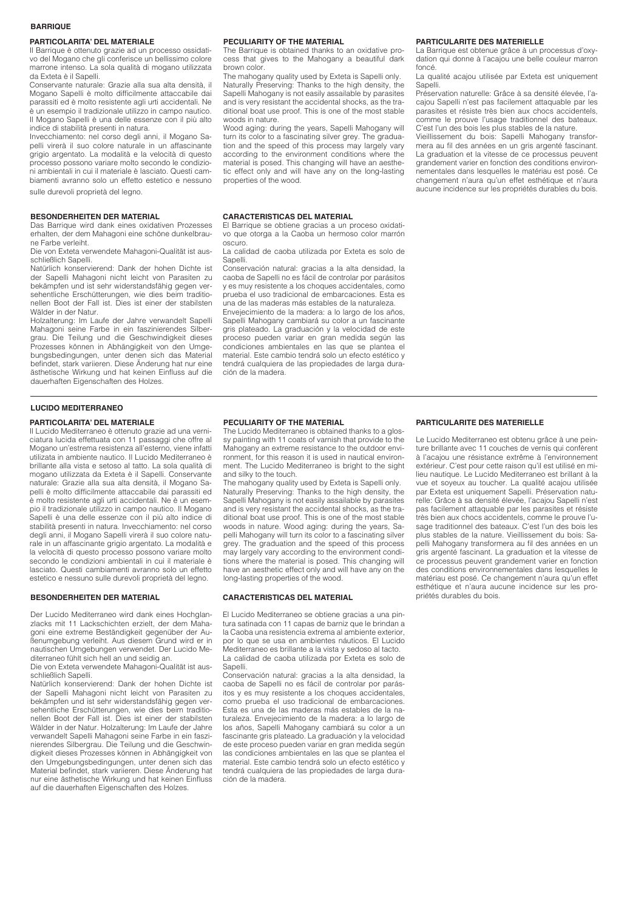## BARRIQUE

### PARTICOLARITA' DEL MATERIALE

Il Barrique è ottenuto grazie ad un processo ossidativo del Mogano che gli conferisce un bellissimo colore marrone intenso. La sola qualità di mogano utilizzata da Exteta è il Sapelli.

Conservante naturale: Grazie alla sua alta densità, il Mogano Sapelli è molto difficilmente attaccabile dai parassiti ed è molto resistente agli urti accidentali. Ne è un esempio il tradizionale utilizzo in campo nautico. Il Mogano Sapelli è una delle essenze con il più alto indice di stabilità presenti in natura.

Invecchiamento: nel corso degli anni, il Mogano Sapelli virerà il suo colore naturale in un affascinante grigio argentato. La modalità e la velocità di questo processo possono variare molto secondo le condizioni ambientali in cui il materiale è lasciato. Questi cambiamenti avranno solo un effetto estetico e nessuno sulle durevoli proprietà del legno.

### PECULIARITY OF THE MATERIAL

The Barrique is obtained thanks to an oxidative process that gives to the Mahogany a beautiful dark brown color.

The mahogany quality used by Exteta is Sapelli only.

Naturally Preserving: Thanks to the high density, the Sapelli Mahogany is not easily assailable by parasites and is very resistant the accidental shocks, as the traditional boat use proof. This is one of the most stable woods in nature.

Wood aging: during the years, Sapelli Mahogany will turn its color to a fascinating silver grey. The graduation and the speed of this process may largely vary according to the environment conditions where the material is posed. This changing will have an aesthetic effect only and will have any on the long-lasting properties of the wood.

### PARTICULARITE DES MATERIELLE

La Barrique est obtenue grâce à un processus d'oxydation qui donne à l'acajou une belle couleur marron foncé.

La qualité acajou utilisée par Exteta est uniquement Sapelli.

Préservation naturelle: Grâce à sa densité élevée, l'acajou Sapelli n'est pas facilement attaquable par les parasites et résiste très bien aux chocs accidentels, comme le prouve l'usage traditionnel des bateaux. C'est l'un des bois les plus stables de la nature.

Vieillissement du bois: Sapelli Mahogany transformera au fil des années en un gris argenté fascinant. La graduation et la vitesse de ce processus peuvent grandement varier en fonction des conditions environnementales dans lesquelles le matériau est posé. Ce changement n'aura qu'un effet esthétique et n'aura aucune incidence sur les propriétés durables du bois.

### BESONDERHEITEN DER MATERIAL

Das Barrique wird dank eines oxidativen Prozesses erhalten, der dem Mahagoni eine schöne dunkelbraune Farbe verleiht.

Die von Exteta verwendete Mahagoni-Qualität ist ausschließlich Sapelli.

Natürlich konservierend: Dank der hohen Dichte ist der Sapelli Mahagoni nicht leicht von Parasiten zu bekämpfen und ist sehr widerstandsfähig gegen versehentliche Erschütterungen, wie dies beim traditionellen Boot der Fall ist. Dies ist einer der stabilsten Wälder in der Natur.

Holzalterung: Im Laufe der Jahre verwandelt Sapelli Mahagoni seine Farbe in ein faszinierendes Silbergrau. Die Teilung und die Geschwindigkeit dieses Prozesses können in Abhängigkeit von den Umgebungsbedingungen, unter denen sich das Material befindet, stark variieren. Diese Änderung hat nur eine ästhetische Wirkung und hat keinen Einfluss auf die dauerhaften Eigenschaften des Holzes.

### CARACTERISTICAS DEL MATERIAL

El Barrique se obtiene gracias a un proceso oxidativo que otorga a la Caoba un hermoso color marrón oscuro.

La calidad de caoba utilizada por Exteta es solo de Sapelli.

Conservación natural: gracias a la alta densidad, la caoba de Sapelli no es fácil de controlar por parásitos y es muy resistente a los choques accidentales, como prueba el uso tradicional de embarcaciones. Esta es una de las maderas más estables de la naturaleza.

Envejecimiento de la madera: a lo largo de los años, Sapelli Mahogany cambiará su color a un fascinante gris plateado. La graduación y la velocidad de este proceso pueden variar en gran medida según las condiciones ambientales en las que se plantea el material. Este cambio tendrá solo un efecto estético y tendrá cualquiera de las propiedades de larga duración de la madera.

## LUCIDO MEDITERRANEO

### PARTICOLARITA' DEL MATERIALE

Il Lucido Mediterraneo è ottenuto grazie ad una verniciatura lucida effettuata con 11 passaggi che offre al Mogano un'estrema resistenza all'esterno, viene infatti utilizzata in ambiente nautico. Il Lucido Mediterraneo è brillante alla vista e setoso al tatto. La sola qualità di mogano utilizzata da Exteta è il Sapelli. Conservante naturale: Grazie alla sua alta densità, il Mogano Sapelli è molto difficilmente attaccabile dai parassiti ed è molto resistente agli urti accidentali. Ne è un esempio il tradizionale utilizzo in campo nautico. Il Mogano Sapelli è una delle essenze con il più alto indice di stabilità presenti in natura. Invecchiamento: nel corso degli anni, il Mogano Sapelli virerà il suo colore naturale in un affascinante grigio argentato. La modalità e la velocità di questo processo possono variare molto secondo le condizioni ambientali in cui il materiale è lasciato. Questi cambiamenti avranno solo un effetto estetico e nessuno sulle durevoli proprietà del legno.

### PECULIARITY OF THE MATERIAL

The Lucido Mediterraneo is obtained thanks to a glossy painting with 11 coats of varnish that provide to the Mahogany an extreme resistance to the outdoor environment, for this reason it is used in nautical environment. The Lucido Mediterraneo is bright to the sight and silky to the touch.

The mahogany quality used by Exteta is Sapelli only.

Naturally Preserving: Thanks to the high density, the Sapelli Mahogany is not easily assailable by parasites and is very resistant the accidental shocks, as the traditional boat use proof. This is one of the most stable woods in nature. Wood aging: during the years, Sapelli Mahogany will turn its color to a fascinating silver grey. The graduation and the speed of this process may largely vary according to the environment conditions where the material is posed. This changing will have an aesthetic effect only and will have any on the long-lasting properties of the wood.

### PARTICULARITE DES MATERIELLE

Le Lucido Mediterraneo est obtenu grâce à une peinture brillante avec 11 couches de vernis qui confèrent à l'acajou une résistance extrême à l'environnement extérieur. C'est pour cette raison qu'il est utilisé en milieu nautique. Le Lucido Mediterraneo est brillant à la vue et soyeux au toucher. La qualité acajou utilisée par Exteta est uniquement Sapelli. Préservation naturelle: Grâce à sa densité élevée, l'acajou Sapelli n'est pas facilement attaquable par les parasites et résiste très bien aux chocs accidentels, comme le prouve l'usage traditionnel des bateaux. C'est l'un des bois les plus stables de la nature. Vieillissement du bois: Sapelli Mahogany transformera au fil des années en un gris argenté fascinant. La graduation et la vitesse de ce processus peuvent grandement varier en fonction des conditions environnementales dans lesquelles le matériau est posé. Ce changement n'aura qu'un effet esthétique et n'aura aucune incidence sur les propriétés durables du bois.

### BESONDERHEITEN DER MATERIAL

Der Lucido Mediterraneo wird dank eines Hochglanzlacks mit 11 Lackschichten erzielt, der dem Mahagoni eine extreme Beständigkeit gegenüber der Außenumgebung verleiht. Aus diesem Grund wird er in nautischen Umgebungen verwendet. Der Lucido Mediterraneo fühlt sich hell an und seidig an.

Die von Exteta verwendete Mahagoni-Qualität ist ausschließlich Sapelli.

Natürlich konservierend: Dank der hohen Dichte ist der Sapelli Mahagoni nicht leicht von Parasiten zu bekämpfen und ist sehr widerstandsfähig gegen versehentliche Erschütterungen, wie dies beim traditionellen Boot der Fall ist. Dies ist einer der stabilsten Wälder in der Natur. Holzalterung: Im Laufe der Jahre verwandelt Sapelli Mahagoni seine Farbe in ein faszinierendes Silbergrau. Die Teilung und die Geschwindigkeit dieses Prozesses können in Abhängigkeit von den Umgebungsbedingungen, unter denen sich das Material befindet, stark variieren. Diese Änderung hat nur eine ästhetische Wirkung und hat keinen Einfluss auf die dauerhaften Eigenschaften des Holzes.

### CARACTERISTICAS DEL MATERIAL

El Lucido Mediterraneo se obtiene gracias a una pintura satinada con 11 capas de barniz que le brindan a la Caoba una resistencia extrema al ambiente exterior, por lo que se usa en ambientes náuticos. El Lucido Mediterraneo es brillante a la vista y sedoso al tacto. La calidad de caoba utilizada por Exteta es solo de Sapelli.

Conservación natural: gracias a la alta densidad, la caoba de Sapelli no es fácil de controlar por parásitos y es muy resistente a los choques accidentales, como prueba el uso tradicional de embarcaciones. Esta es una de las maderas más estables de la naturaleza. Envejecimiento de la madera: a lo largo de los años, Sapelli Mahogany cambiará su color a un fascinante gris plateado. La graduación y la velocidad de este proceso pueden variar en gran medida según las condiciones ambientales en las que se plantea el material. Este cambio tendrá solo un efecto estético y tendrá cualquiera de las propiedades de larga duración de la madera.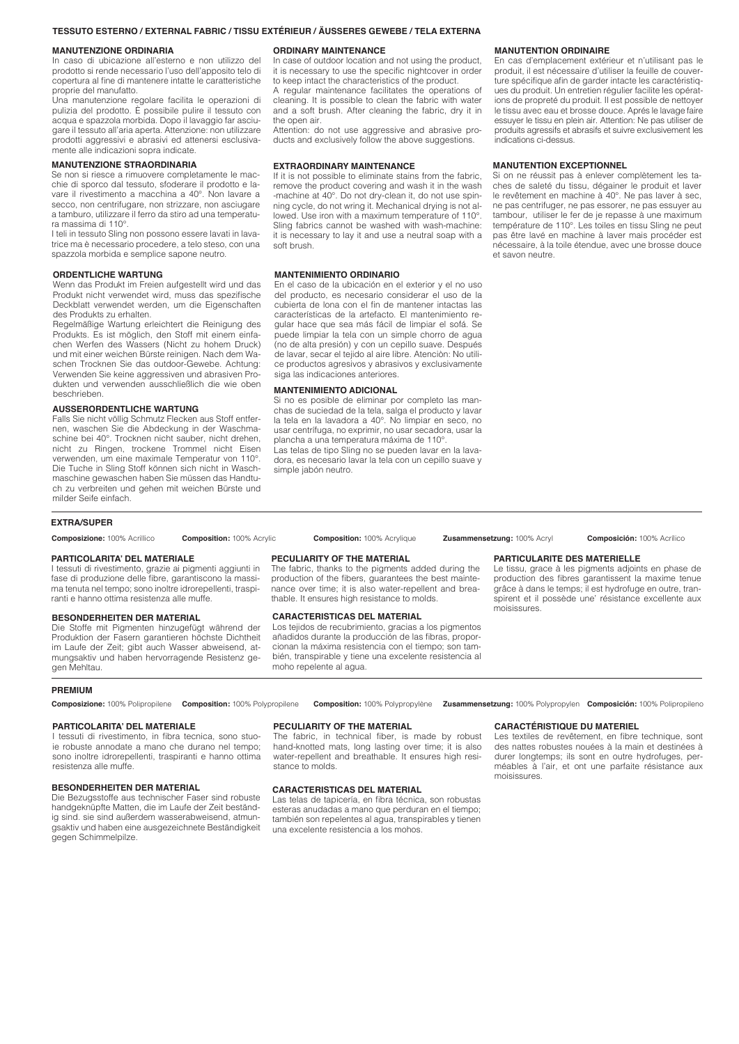# TESSUTO ESTERNO / EXTERNAL FABRIC / TISSU EXTÉRIEUR / ÄUSSERES GEWEBE / TELA EXTERNA

### MANUTENZIONE ORDINARIA

In caso di ubicazione all'esterno e non utilizzo del prodotto si rende necessario l'uso dell'apposito telo di copertura al fine di mantenere intatte le caratteristiche proprie del manufatto.

Una manutenzione regolare facilita le operazioni di pulizia del prodotto. È possibile pulire il tessuto con acqua e spazzola morbida. Dopo il lavaggio far asciugare il tessuto all'aria aperta. Attenzione: non utilizzare prodotti aggressivi e abrasivi ed attenersi esclusivamente alle indicazioni sopra indicate.

### MANUTENZIONE STRAORDINARIA

Se non si riesce a rimuovere completamente le macchie di sporco dal tessuto, sfoderare il prodotto e lavare il rivestimento a macchina a 40°. Non lavare a secco, non centrifugare, non strizzare, non asciugare a tamburo, utilizzare il ferro da stiro ad una temperatura massima di 110°.

I teli in tessuto Sling non possono essere lavati in lavatrice ma è necessario procedere, a telo steso, con una spazzola morbida e semplice sapone neutro.

### ORDENTLICHE WARTUNG

Wenn das Produkt im Freien aufgestellt wird und das Produkt nicht verwendet wird, muss das spezifische Deckblatt verwendet werden, um die Eigenschaften des Produkts zu erhalten.

Regelmäßige Wartung erleichtert die Reinigung des Produkts. Es ist möglich, den Stoff mit einem einfachen Werfen des Wassers (Nicht zu hohem Druck) und mit einer weichen Bürste reinigen. Nach dem Waschen Trocknen Sie das outdoor-Gewebe. Achtung: Verwenden Sie keine aggressiven und abrasiven Produkten und verwenden ausschließlich die wie oben beschrieben.

### AUSSERORDENTLICHE WARTUNG

Falls Sie nicht völlig Schmutz Flecken aus Stoff entfernen, waschen Sie die Abdeckung in der Waschmaschine bei 40°. Trocknen nicht sauber, nicht drehen, nicht zu Ringen, trockene Trommel nicht Eisen verwenden, um eine maximale Temperatur von 110°. Die Tuche in Sling Stoff können sich nicht in Waschmaschine gewaschen haben Sie müssen das Handtuch zu verbreiten und gehen mit weichen Bürste und milder Seife einfach.

### ORDINARY MAINTENANCE

In case of outdoor location and not using the product, it is necessary to use the specific nightcover in order to keep intact the characteristics of the product.

A regular maintenance facilitates the operations of cleaning. It is possible to clean the fabric with water and a soft brush. After cleaning the fabric, dry it in the open air.

Attention: do not use aggressive and abrasive products and exclusively follow the above suggestions.

### EXTRAORDINARY MAINTENANCE

If it is not possible to eliminate stains from the fabric, remove the product covering and wash it in the wash -machine at 40°. Do not dry-clean it, do not use spinning cycle, do not wring it. Mechanical drying is not allowed. Use iron with a maximum temperature of 110°. Sling fabrics cannot be washed with wash-machine: it is necessary to lay it and use a neutral soap with a soft brush.

### MANTENIMIENTO ORDINARIO

En el caso de la ubicación en el exterior y el no uso del producto, es necesario considerar el uso de la cubierta de lona con el fin de mantener intactas las características de la artefacto. El mantenimiento regular hace que sea más fácil de limpiar el sofá. Se puede limpiar la tela con un simple chorro de agua (no de alta presión) y con un cepillo suave. Después de lavar, secar el tejido al aire libre. Atención: No utilice productos agresivos y abrasivos y exclusivamente siga las indicaciones anteriores.

### MANTENIMIENTO ADICIONAL

Si no es posible de eliminar por completo las manchas de suciedad de la tela, salga el producto y lavar la tela en la lavadora a 40°. No limpiar en seco, no usar centrífuga, no exprimir, no usar secadora, usar la plancha a una temperatura máxima de 110°.

Las telas de tipo Sling no se pueden lavar en la lavadora, es necesario lavar la tela con un cepillo suave y simple jabón neutro.

### MANUTENTION ORDINAIRE

En cas d'emplacement extérieur et n'utilisant pas le produit, il est nécessaire d'utiliser la feuille de couverture spécifique afin de garder intacte les caractéristiques du produit. Un entretien régulier facilite les opérations de propreté du produit. Il est possible de nettoyer le tissu avec eau et brosse douce. Aprés le lavage faire essuyer le tissu en plein air. Attention: Ne pas utiliser de produits agressifs et abrasifs et suivre exclusivement les indications ci-dessus.

### MANUTENTION EXCEPTIONNEL

Si on ne réussit pas à enlever complètement les taches de saleté du tissu, dégainer le produit et laver le revêtement en machine à 40°. Ne pas laver à sec, ne pas centrifuger, ne pas essorer, ne pas essuyer au tambour, utiliser le fer de je repasse à une maximum température de 110°. Les toiles en tissu Sling ne peut pas être lavé en machine à laver mais procéder est nécessaire, à la toile étendue, avec une brosse douce et savon neutre.

## EXTRA/SUPER

**Composizione:** 100% Acrillico **Composition:** 100% Acrylic **Composition:** 100% Acrylique **Zusammensetzung:** 100% Acryl **Composición:** 100% Acrílico

### PARTICOLARITA' DEL MATERIALE

I tessuti di rivestimento, grazie ai pigmenti aggiunti in fase di produzione delle fibre, garantiscono la massima tenuta nel tempo; sono inoltre idrorepellenti, traspiranti e hanno ottima resistenza alle muffe.

### BESONDERHEITEN DER MATERIAL

Die Stoffe mit Pigmenten hinzugefügt während der Produktion der Fasern garantieren höchste Dichtheit im Laufe der Zeit; gibt auch Wasser abweisend, atmungsaktiv und haben hervorragende Resistenz gegen Mehltau.

### PECULIARITY OF THE MATERIAL

The fabric, thanks to the pigments added during the production of the fibers, guarantees the best maintenance over time; it is also water-repellent and breathable. It ensures high resistance to molds.

### CARACTERISTICAS DEL MATERIAL

Los tejidos de recubrimiento, gracias a los pigmentos añadidos durante la producción de las fibras, proporcionan la máxima resistencia con el tiempo; son también, transpirable y tiene una excelente resistencia al moho repelente al agua.

### PARTICULARITE DES MATERIELLE

Le tissu, grace à les pigments adjoints en phase de production des fibres garantissent la maxime tenue grâce à dans le temps; il est hydrofuge en outre, transpirent et il possède une' résistance excellente aux moisissures.

## PREMIUM

**Composizione:** 100% Polipropilene **Composition:** 100% Polypropilene **Composition:** 100% Polypropylène **Zusammensetzung:** 100% Polypropylen **Composición:** 100% Polipropileno

### PARTICOLARITA' DEL MATERIALE

I tessuti di rivestimento, in fibra tecnica, sono stuoie robuste annodate a mano che durano nel tempo; sono inoltre idrorepellenti, traspiranti e hanno ottima resistenza alle muffe.

### BESONDERHEITEN DER MATERIAL

Die Bezugsstoffe aus technischer Faser sind robuste handgeknüpfte Matten, die im Laufe der Zeit beständig sind. sie sind außerdem wasserabweisend, atmungsaktiv und haben eine ausgezeichnete Beständigkeit gegen Schimmelpilze.

### PECULIARITY OF THE MATERIAL

The fabric, in technical fiber, is made by robust hand-knotted mats, long lasting over time; it is also water-repellent and breathable. It ensures high resistance to molds.

### CARACTERISTICAS DEL MATERIAL

Las telas de tapicería, en fibra técnica, son robustas esteras anudadas a mano que perduran en el tiempo; también son repelentes al agua, transpirables y tienen una excelente resistencia a los mohos.

### CARACTÉRISTIQUE DU MATERIEL

Les textiles de revêtement, en fibre technique, sont des nattes robustes nouées à la main et destinées à durer longtemps; ils sont en outre hydrofuges, perméables à l'air, et ont une parfaite résistance aux moisissures.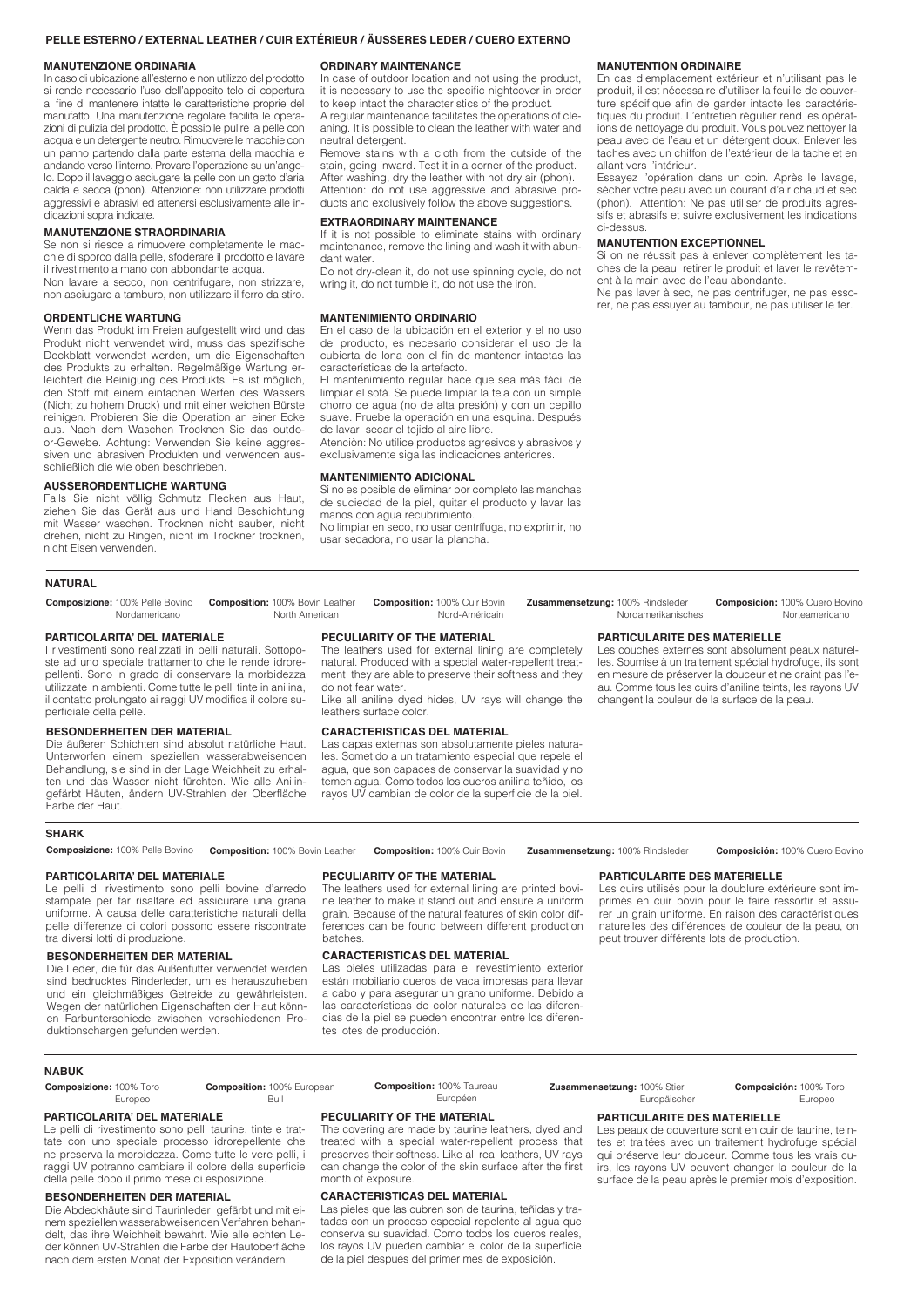## PELLE ESTERNO / EXTERNAL LEATHER / CUIR EXTÉRIEUR / ÄUSSERES LEDER / CUERO EXTERNO

### MANUTENZIONE ORDINARIA

In caso di ubicazione all'esterno e non utilizzo del prodotto si rende necessario l'uso dell'apposito telo di copertura al fine di mantenere intatte le caratteristiche proprie del manufatto. Una manutenzione regolare facilita le operazioni di pulizia del prodotto. È possibile pulire la pelle con acqua e un detergente neutro. Rimuovere le macchie con un panno partendo dalla parte esterna della macchia e andando verso l'interno. Provare l'operazione su un'angolo. Dopo il lavaggio asciugare la pelle con un getto d'aria calda e secca (phon). Attenzione: non utilizzare prodotti aggressivi e abrasivi ed attenersi esclusivamente alle indicazioni sopra indicate.

### MANUTENZIONE STRAORDINARIA

Se non si riesce a rimuovere completamente le macchie di sporco dalla pelle, sfoderare il prodotto e lavare il rivestimento a mano con abbondante acqua.
Non lavare a secco, non centrifugare, non strizzare, non asciugare a tamburo, non utilizzare il ferro da stiro.

### ORDENTLICHE WARTUNG

Wenn das Produkt im Freien aufgestellt wird und das Produkt nicht verwendet wird, muss das spezifische Deckblatt verwendet werden, um die Eigenschaften des Produkts zu erhalten. Regelmäßige Wartung erleichtert die Reinigung des Produkts. Es ist möglich, den Stoff mit einem einfachen Werfen des Wassers (Nicht zu hohem Druck) und mit einer weichen Bürste reinigen. Probieren Sie die Operation an einer Ecke aus. Nach dem Waschen Trocknen Sie das outdoor-Gewebe. Achtung: Verwenden Sie keine aggressiven und abrasiven Produkten und verwenden ausschließlich die wie oben beschrieben.

### AUSSERORDENTLICHE WARTUNG

Falls Sie nicht völlig Schmutz Flecken aus Haut, ziehen Sie das Gerät aus und Hand Beschichtung mit Wasser waschen. Trocknen nicht sauber, nicht drehen, nicht zu Ringen, nicht im Trockner trocknen, nicht Eisen verwenden.

### ORDINARY MAINTENANCE

In case of outdoor location and not using the product, it is necessary to use the specific nightcover in order to keep intact the characteristics of the product.
A regular maintenance facilitates the operations of cleaning. It is possible to clean the leather with water and neutral detergent.
Remove stains with a cloth from the outside of the stain, going inward. Test it in a corner of the product.
After washing, dry the leather with hot dry air (phon).
Attention: do not use aggressive and abrasive products and exclusively follow the above suggestions.

### EXTRAORDINARY MAINTENANCE

If it is not possible to eliminate stains with ordinary maintenance, remove the lining and wash it with abundant water.
Do not dry-clean it, do not use spinning cycle, do not wring it, do not tumble it, do not use the iron.

### MANTENIMIENTO ORDINARIO

En el caso de la ubicación en el exterior y el no uso del producto, es necesario considerar el uso de la cubierta de lona con el fin de mantener intactas las características de la artefacto.
El mantenimiento regular hace que sea más fácil de limpiar el sofá. Se puede limpiar la tela con un simple chorro de agua (no de alta presión) y con un cepillo suave. Pruebe la operación en una esquina. Después de lavar, secar el tejido al aire libre.
Atención: No utilice productos agresivos y abrasivos y exclusivamente siga las indicaciones anteriores.

### MANTENIMIENTO ADICIONAL

Si no es posible de eliminar por completo las manchas de suciedad de la piel, quitar el producto y lavar las manos con agua recubrimiento.
No limpiar en seco, no usar centrífuga, no exprimir, no usar secadora, no usar la plancha.

### MANUTENTION ORDINAIRE

En cas d'emplacement extérieur et n'utilisant pas le produit, il est nécessaire d'utiliser la feuille de couverture spécifique afin de garder intacte les caractéristiques du produit. L'entretien régulier rend les opérations de nettoyage du produit. Vous pouvez nettoyer la peau avec de l'eau et un détergent doux. Enlever les taches avec un chiffon de l'extérieur de la tache et en allant vers l'intérieur.
Essayez l'opération dans un coin. Après le lavage, sécher votre peau avec un courant d'air chaud et sec (phon). Attention: Ne pas utiliser de produits agressifs et abrasifs et suivre exclusivement les indications ci-dessus.

### MANUTENTION EXCEPTIONNEL

Si on ne réussit pas à enlever complètement les taches de la peau, retirer le produit et laver le revêtement à la main avec de l'eau abondante.
Ne pas laver à sec, ne pas centrifuger, ne pas essorer, ne pas essuyer au tambour, ne pas utiliser le fer.

## NATURAL

**Composizione:** 100% Pelle Bovino Nordamericano
**Composition:** 100% Bovin Leather North American
**Composition:** 100% Cuir Bovin Nord-Américain
**Zusammensetzung:** 100% Rindsleder Nordamerikanisches
**Composición:** 100% Cuero Bovino Norteamericano

### PARTICOLARITA' DEL MATERIALE

I rivestimenti sono realizzati in pelli naturali. Sottoposte ad uno speciale trattamento che le rende idrorepellenti. Sono in grado di conservare la morbidezza utilizzate in ambienti. Come tutte le pelli tinte in anilina, il contatto prolungato ai raggi UV modifica il colore superficiale della pelle.

### BESONDERHEITEN DER MATERIAL

Die äußeren Schichten sind absolut natürliche Haut. Unterworfen einem speziellen wasserabweisenden Behandlung, sie sind in der Lage Weichheit zu erhalten und das Wasser nicht fürchten. Wie alle Anilingefärbt Häuten, ändern UV-Strahlen der Oberfläche Farbe der Haut.

### PECULIARITY OF THE MATERIAL

The leathers used for external lining are completely natural. Produced with a special water-repellent treatment, they are able to preserve their softness and they do not fear water.
Like all aniline dyed hides, UV rays will change the leathers surface color.

### CARACTERISTICAS DEL MATERIAL

Las capas externas son absolutamente pieles naturales. Sometido a un tratamiento especial que repele el agua, que son capaces de conservar la suavidad y no temen agua. Como todos los cueros anilina teñido, los rayos UV cambian de color de la superficie de la piel.

### PARTICULARITE DES MATERIELLE

Les couches externes sont absolument peaux naturelles. Soumise à un traitement spécial hydrofuge, ils sont en mesure de préserver la douceur et ne craint pas l'eau. Comme tous les cuirs d'aniline teints, les rayons UV changent la couleur de la surface de la peau.

## SHARK

**Composizione:** 100% Pelle Bovino
**Composition:** 100% Bovin Leather
**Composition:** 100% Cuir Bovin
**Zusammensetzung:** 100% Rindsleder
**Composición:** 100% Cuero Bovino

### PARTICOLARITA' DEL MATERIALE

Le pelli di rivestimento sono pelli bovine d'arredo stampate per far risaltare ed assicurare una grana uniforme. A causa delle caratteristiche naturali della pelle differenze di colori possono essere riscontrate tra diversi lotti di produzione.

### BESONDERHEITEN DER MATERIAL

Die Leder, die für das Außenfutter verwendet werden sind bedrucktes Rinderleder, um es herauszuheben und ein gleichmäßiges Getreide zu gewährleisten. Wegen der natürlichen Eigenschaften der Haut können Farbunterschiede zwischen verschiedenen Produktionschargen gefunden werden.

### PECULIARITY OF THE MATERIAL

The leathers used for external lining are printed bovine leather to make it stand out and ensure a uniform grain. Because of the natural features of skin color differences can be found between different production batches.

### CARACTERISTICAS DEL MATERIAL

Las pieles utilizadas para el revestimiento exterior están mobiliario cueros de vaca impresas para llevar a cabo y para asegurar un grano uniforme. Debido a las características de color naturales de las diferencias de la piel se pueden encontrar entre los diferentes lotes de producción.

### PARTICULARITE DES MATERIELLE

Les cuirs utilisés pour la doublure extérieure sont imprimés en cuir bovin pour le faire ressortir et assurer un grain uniforme. En raison des caractéristiques naturelles des différences de couleur de la peau, on peut trouver différents lots de production.

## NABUK

**Composizione:** 100% Toro Europeo
**Composition:** 100% European Bull
**Composition:** 100% Taureau Européen
**Zusammensetzung:** 100% Stier Europäischer
**Composición:** 100% Toro Europeo

### PARTICOLARITA' DEL MATERIALE

Le pelli di rivestimento sono pelli taurine, tinte e trattate con uno speciale processo idrorepellente che ne preserva la morbidezza. Come tutte le vere pelli, i raggi UV potranno cambiare il colore della superficie della pelle dopo il primo mese di esposizione.

### BESONDERHEITEN DER MATERIAL

Die Abdeckhäute sind Taurinleder, gefärbt und mit einem speziellen wasserabweisenden Verfahren behandelt, das ihre Weichheit bewahrt. Wie alle echten Leder können UV-Strahlen die Farbe der Hautoberfläche nach dem ersten Monat der Exposition verändern.

### PECULIARITY OF THE MATERIAL

The covering are made by taurine leathers, dyed and treated with a special water-repellent process that preserves their softness. Like all real leathers, UV rays can change the color of the skin surface after the first month of exposure.

### CARACTERISTICAS DEL MATERIAL

Las pieles que las cubren son de taurina, teñidas y tratadas con un proceso especial repelente al agua que conserva su suavidad. Como todos los cueros reales, los rayos UV pueden cambiar el color de la superficie de la piel después del primer mes de exposición.

### PARTICULARITE DES MATERIELLE

Les peaux de couverture sont en cuir de taurine, teintes et traitées avec un traitement hydrofuge spécial qui préserve leur douceur. Comme tous les vrais cuirs, les rayons UV peuvent changer la couleur de la surface de la peau après le premier mois d'exposition.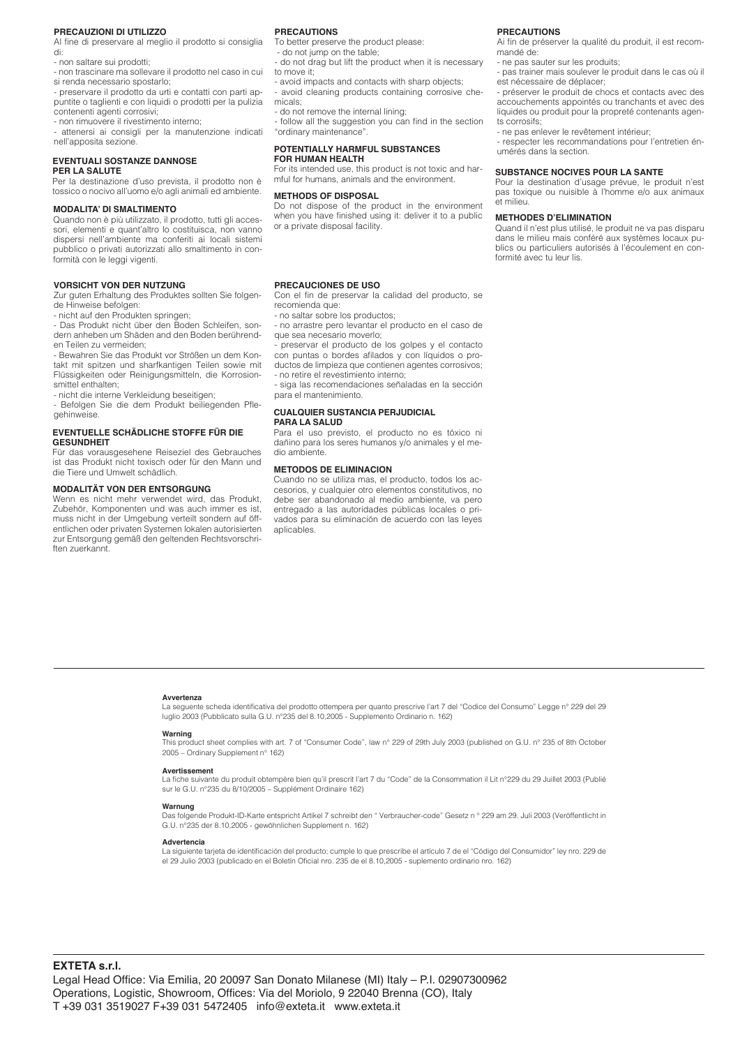### PRECAUZIONI DI UTILIZZO

Al fine di preservare al meglio il prodotto si consiglia di:

- non saltare sui prodotti;
- non trascinare ma sollevare il prodotto nel caso in cui si renda necessario spostarlo;
- preservare il prodotto da urti e contatti con parti appuntite o taglienti e con liquidi o prodotti per la pulizia contenenti agenti corrosivi;
- non rimuovere il rivestimento interno;
- attenersi ai consigli per la manutenzione indicati nell'apposita sezione.

### EVENTUALI SOSTANZE DANNOSE PER LA SALUTE

Per la destinazione d'uso prevista, il prodotto non è tossico o nocivo all'uomo e/o agli animali ed ambiente.

### MODALITA' DI SMALTIMENTO

Quando non è più utilizzato, il prodotto, tutti gli accessori, elementi e quant'altro lo costituisca, non vanno dispersi nell'ambiente ma conferiti ai locali sistemi pubblico o privati autorizzati allo smaltimento in conformità con le leggi vigenti.

### PRECAUTIONS

To better preserve the product please:

- do not jump on the table;
- do not drag but lift the product when it is necessary to move it;
- avoid impacts and contacts with sharp objects;
- avoid cleaning products containing corrosive chemicals;
- do not remove the internal lining;
- follow all the suggestion you can find in the section "ordinary maintenance".

### POTENTIALLY HARMFUL SUBSTANCES FOR HUMAN HEALTH

For its intended use, this product is not toxic and harmful for humans, animals and the environment.

### METHODS OF DISPOSAL

Do not dispose of the product in the environment when you have finished using it: deliver it to a public or a private disposal facility.

### PRECAUTIONS

Ai fin de préserver la qualité du produit, il est recommandé de:

- ne pas sauter sur les produits;
- pas trainer mais soulever le produit dans le cas où il est nécessaire de déplacer;
- préserver le produit de chocs et contacts avec des accouchements appointés ou tranchants et avec des liquides ou produit pour la propreté contenants agents corrosifs;
- ne pas enlever le revêtement intérieur;
- respecter les recommandations pour l'entretien énumérés dans la section.

### SUBSTANCE NOCIVES POUR LA SANTE

Pour la destination d'usage prévue, le produit n'est pas toxique ou nuisible à l'homme e/o aux animaux et milieu.

### METHODES D'ELIMINATION

Quand il n'est plus utilisé, le produit ne va pas disparu dans le milieu mais conféré aux systèmes locaux publics ou particuliers autorisés à l'écoulement en conformité avec tu leur lis.

### VORSICHT VON DER NUTZUNG

Zur guten Erhaltung des Produktes sollten Sie folgende Hinweise befolgen:

- nicht auf den Produkten springen;
- Das Produkt nicht über den Boden Schleifen, sondern anheben um Shäden and den Boden berührenden Teilen zu vermeiden;
- Bewahren Sie das Produkt vor Strößen un dem Kontakt mit spitzen und sharfkantigen Teilen sowie mit Flüssigkeiten oder Reinigungsmitteln, die Korrosionsmittel enthalten;
- nicht die interne Verkleidung beseitigen;
- Befolgen Sie die dem Produkt beiliegenden Pflegehinweise.

### EVENTUELLE SCHÄDLICHE STOFFE FÜR DIE GESUNDHEIT

Für das vorausgesehene Reiseziel des Gebrauches ist das Produkt nicht toxisch oder für den Mann und die Tiere und Umwelt schädlich.

### MODALITÄT VON DER ENTSORGUNG

Wenn es nicht mehr verwendet wird, das Produkt, Zubehör, Komponenten und was auch immer es ist, muss nicht in der Umgebung verteilt sondern auf öffentlichen oder privaten Systemen lokalen autorisierten zur Entsorgung gemäß den geltenden Rechtsvorschriften zuerkannt.

### PRECAUCIONES DE USO

Con el fin de preservar la calidad del producto, se recomienda que:

- no saltar sobre los productos;
- no arrastre pero levantar el producto en el caso de que sea necesario moverlo;
- preservar el producto de los golpes y el contacto con puntas o bordes afilados y con líquidos o productos de limpieza que contienen agentes corrosivos;
- no retire el revestimiento interno;
- siga las recomendaciones señaladas en la sección para el mantenimiento.

### CUALQUIER SUSTANCIA PERJUDICIAL PARA LA SALUD

Para el uso previsto, el producto no es tóxico ni dañino para los seres humanos y/o animales y el medio ambiente.

### METODOS DE ELIMINACION

Cuando no se utiliza mas, el producto, todos los accesorios, y cualquier otro elementos constitutivos, no debe ser abandonado al medio ambiente, va pero entregado a las autoridades públicas locales o privados para su eliminación de acuerdo con las leyes aplicables.

---

**Avvertenza**
La seguente scheda identificativa del prodotto ottempera per quanto prescrive l'art 7 del "Codice del Consumo" Legge n° 229 del 29 luglio 2003 (Pubblicato sulla G.U. n°235 del 8.10,2005 - Supplemento Ordinario n. 162)

**Warning**
This product sheet complies with art. 7 of "Consumer Code", law n° 229 of 29th July 2003 (published on G.U. n° 235 of 8th October 2005 – Ordinary Supplement n° 162)

**Avertissement**
La fiche suivante du produit obtempère bien qu'il prescrit l'art 7 du "Code" de la Consommation il Lit n°229 du 29 Juillet 2003 (Publié sur le G.U. n°235 du 8/10/2005 – Supplément Ordinaire 162)

**Warnung**
Das folgende Produkt-ID-Karte entspricht Artikel 7 schreibt den " Verbraucher-code" Gesetz n ° 229 am 29. Juli 2003 (Veröffentlicht in G.U. n°235 der 8.10,2005 - gewöhnlichen Supplement n. 162)

**Advertencia**
La siguiente tarjeta de identificación del producto; cumple lo que prescribe el artículo 7 de el "Código del Consumidor" ley nro. 229 de el 29 Julio 2003 (publicado en el Boletín Oficial nro. 235 de el 8.10,2005 - suplemento ordinario nro. 162)

---

**EXTETA s.r.l.**
Legal Head Office: Via Emilia, 20 20097 San Donato Milanese (MI) Italy – P.I. 02907300962
Operations, Logistic, Showroom, Offices: Via del Moriolo, 9 22040 Brenna (CO), Italy
T +39 031 3519027 F+39 031 5472405 info@exteta.it www.exteta.it